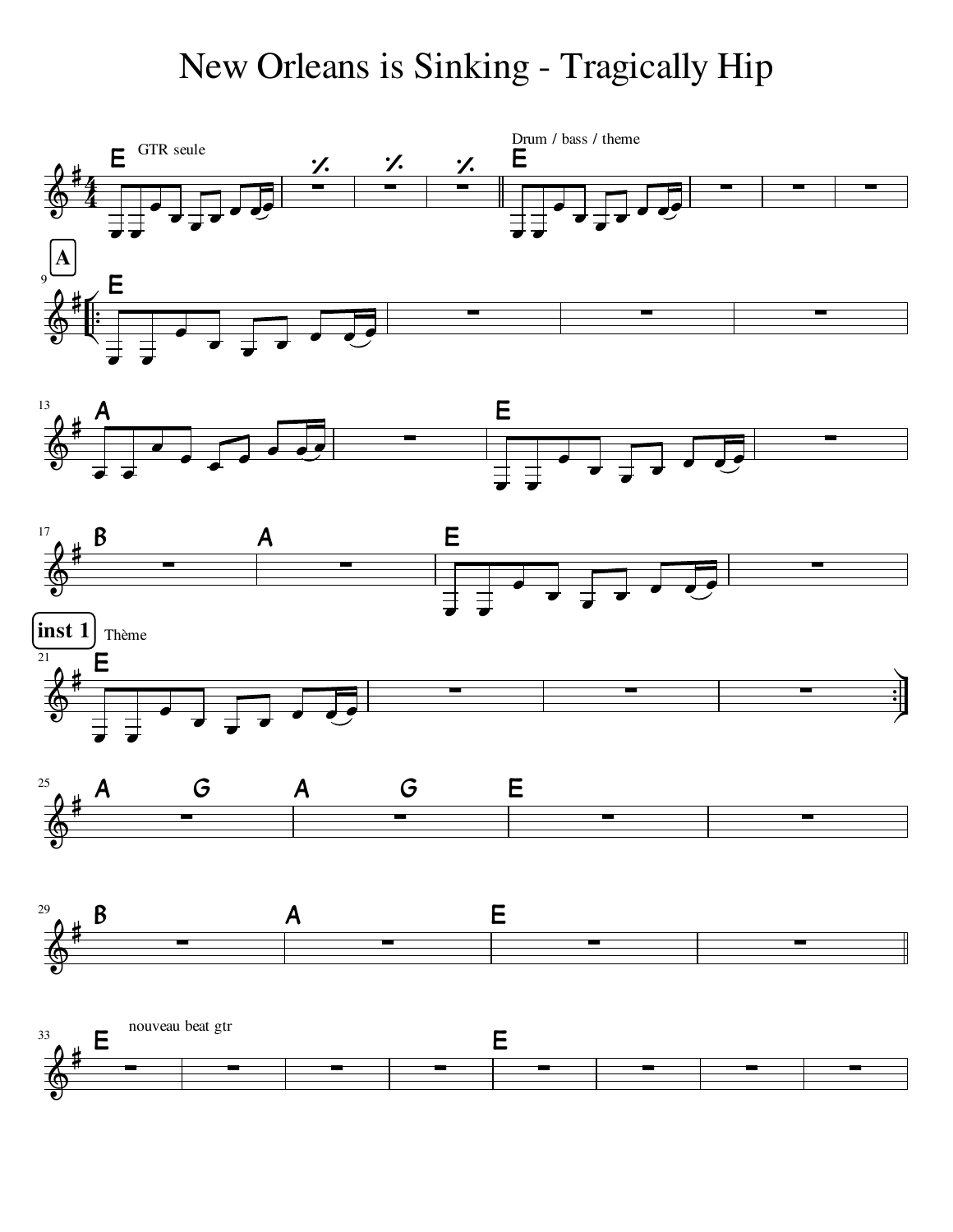# New Orleans is Sinking - Tragically Hip

GTR seule

Drum / bass / theme

A

inst 1

Thème

nouveau beat gtr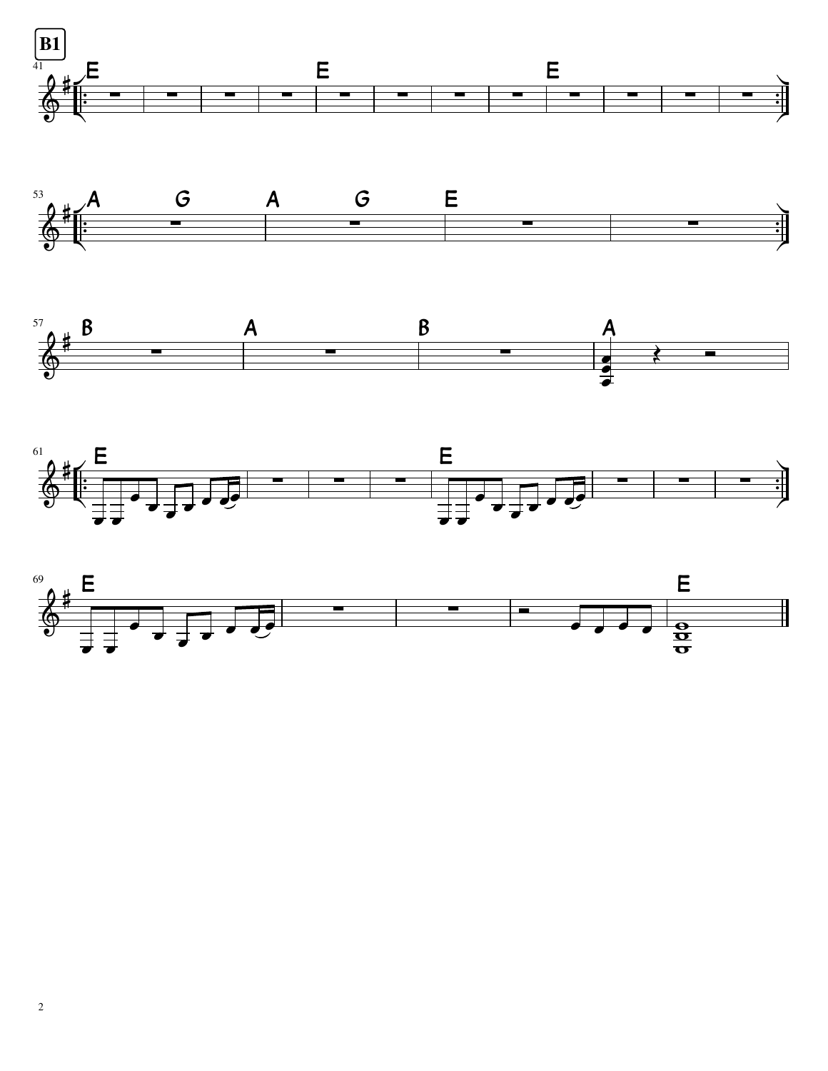B1